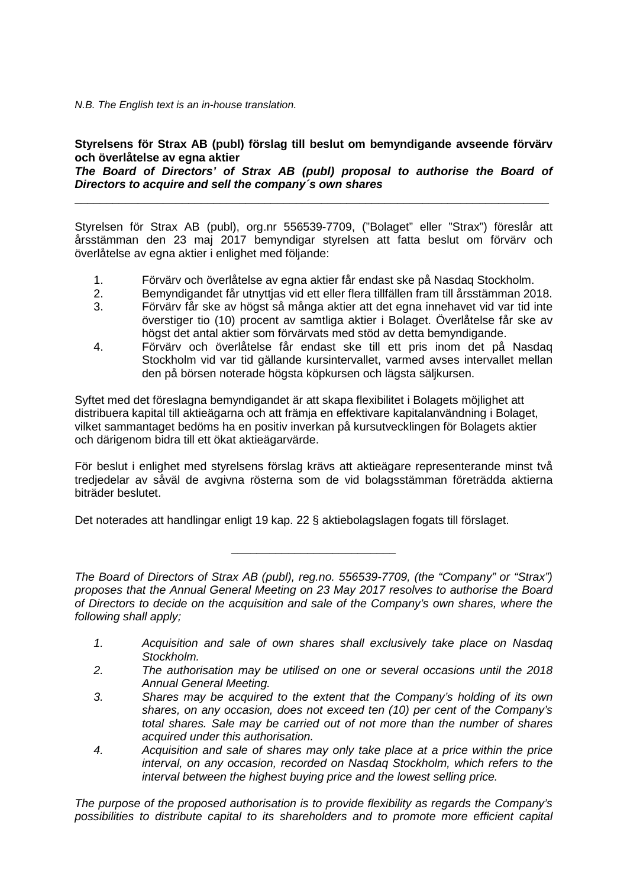*N.B. The English text is an in-house translation.*

**Styrelsens för Strax AB (publ) förslag till beslut om bemyndigande avseende förvärv och överlåtelse av egna aktier**
***The Board of Directors' of Strax AB (publ) proposal to authorise the Board of Directors to acquire and sell the company´s own shares***

---

Styrelsen för Strax AB (publ), org.nr 556539-7709, ("Bolaget" eller "Strax") föreslår att årsstämman den 23 maj 2017 bemyndigar styrelsen att fatta beslut om förvärv och överlåtelse av egna aktier i enlighet med följande:

1. Förvärv och överlåtelse av egna aktier får endast ske på Nasdaq Stockholm.
2. Bemyndigandet får utnyttjas vid ett eller flera tillfällen fram till årsstämman 2018.
3. Förvärv får ske av högst så många aktier att det egna innehavet vid var tid inte överstiger tio (10) procent av samtliga aktier i Bolaget. Överlåtelse får ske av högst det antal aktier som förvärvats med stöd av detta bemyndigande.
4. Förvärv och överlåtelse får endast ske till ett pris inom det på Nasdaq Stockholm vid var tid gällande kursintervallet, varmed avses intervallet mellan den på börsen noterade högsta köpkursen och lägsta säljkursen.

Syftet med det föreslagna bemyndigandet är att skapa flexibilitet i Bolagets möjlighet att distribuera kapital till aktieägarna och att främja en effektivare kapitalanvändning i Bolaget, vilket sammantaget bedöms ha en positiv inverkan på kursutvecklingen för Bolagets aktier och därigenom bidra till ett ökat aktieägarvärde.

För beslut i enlighet med styrelsens förslag krävs att aktieägare representerande minst två tredjedelar av såväl de avgivna rösterna som de vid bolagsstämman företrädda aktierna biträder beslutet.

Det noterades att handlingar enligt 19 kap. 22 § aktiebolagslagen fogats till förslaget.

---

*The Board of Directors of Strax AB (publ), reg.no. 556539-7709, (the "Company" or "Strax") proposes that the Annual General Meeting on 23 May 2017 resolves to authorise the Board of Directors to decide on the acquisition and sale of the Company's own shares, where the following shall apply;*

1. *Acquisition and sale of own shares shall exclusively take place on Nasdaq Stockholm.*
2. *The authorisation may be utilised on one or several occasions until the 2018 Annual General Meeting.*
3. *Shares may be acquired to the extent that the Company's holding of its own shares, on any occasion, does not exceed ten (10) per cent of the Company's total shares. Sale may be carried out of not more than the number of shares acquired under this authorisation.*
4. *Acquisition and sale of shares may only take place at a price within the price interval, on any occasion, recorded on Nasdaq Stockholm, which refers to the interval between the highest buying price and the lowest selling price.*

*The purpose of the proposed authorisation is to provide flexibility as regards the Company's possibilities to distribute capital to its shareholders and to promote more efficient capital*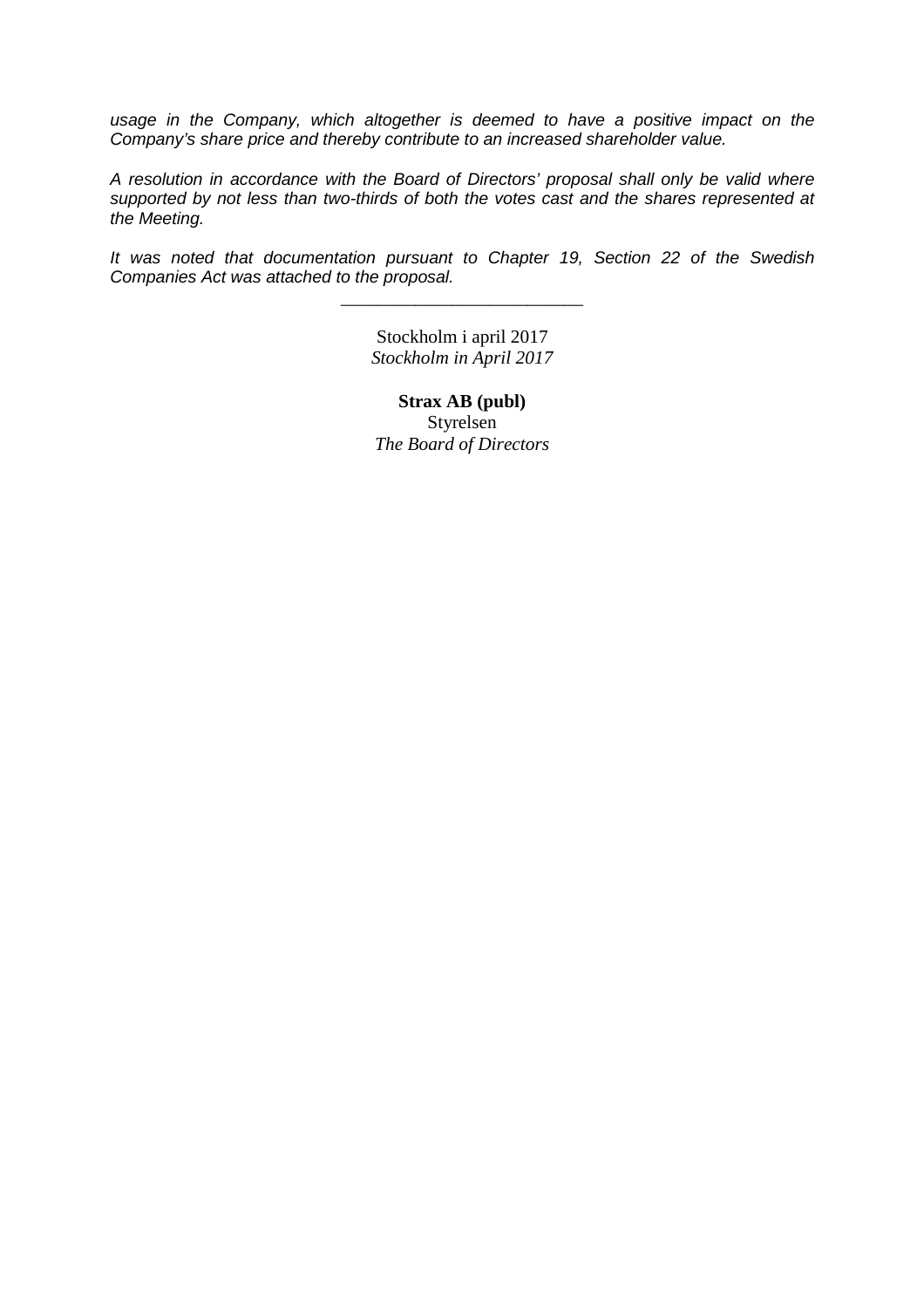*usage in the Company, which altogether is deemed to have a positive impact on the Company's share price and thereby contribute to an increased shareholder value.*

*A resolution in accordance with the Board of Directors' proposal shall only be valid where supported by not less than two-thirds of both the votes cast and the shares represented at the Meeting.*

*It was noted that documentation pursuant to Chapter 19, Section 22 of the Swedish Companies Act was attached to the proposal.*

---

Stockholm i april 2017
*Stockholm in April 2017*

**Strax AB (publ)**
Styrelsen
*The Board of Directors*